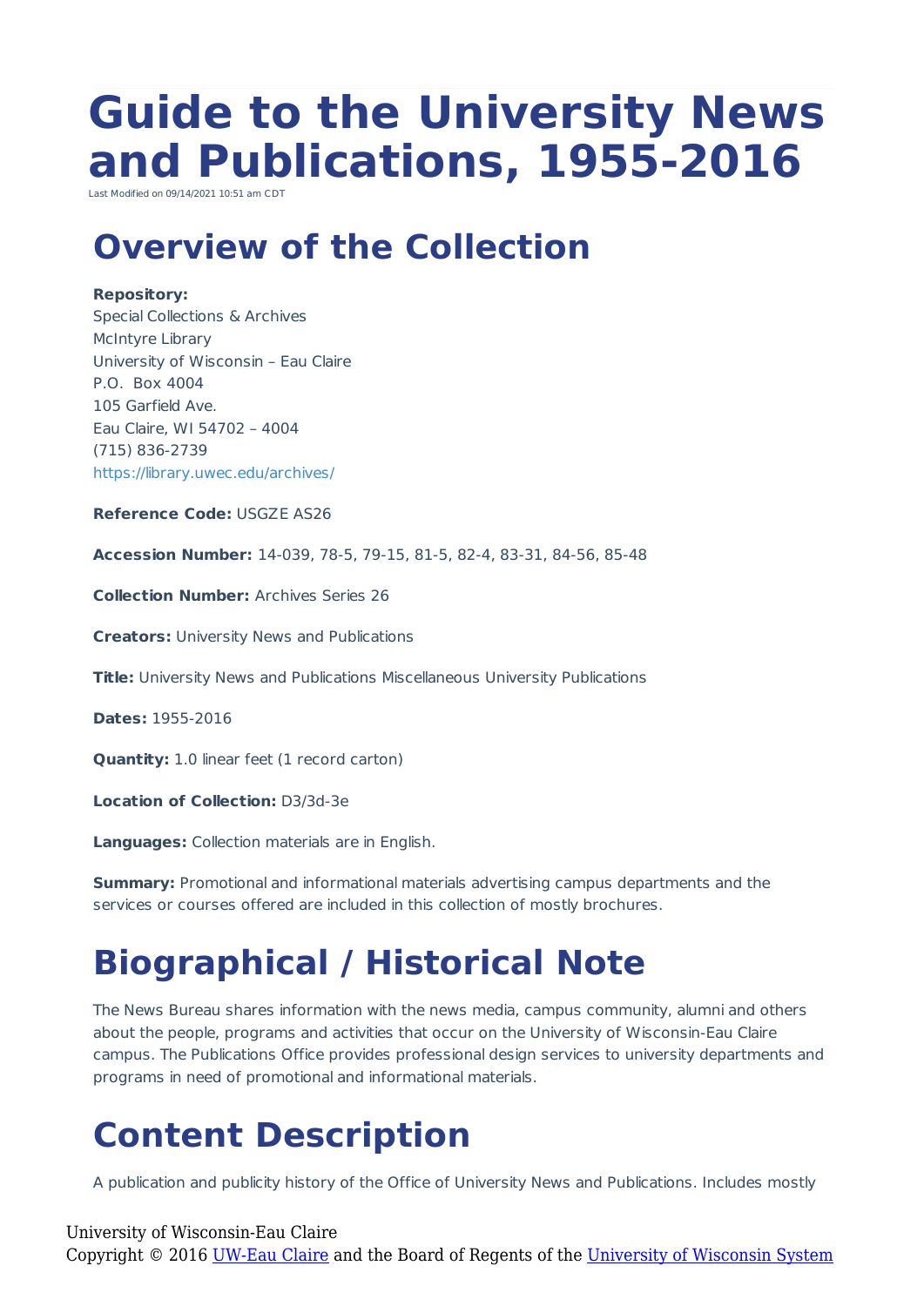# Guide to the University News and Publications, 1955-2016

Last Modified on 09/14/2021 10:51 am CDT

## Overview of the Collection

**Repository:**
Special Collections & Archives
McIntyre Library
University of Wisconsin – Eau Claire
P.O. Box 4004
105 Garfield Ave.
Eau Claire, WI 54702 – 4004
(715) 836-2739
https://library.uwec.edu/archives/

**Reference Code:** USGZE AS26

**Accession Number:** 14-039, 78-5, 79-15, 81-5, 82-4, 83-31, 84-56, 85-48

**Collection Number:** Archives Series 26

**Creators:** University News and Publications

**Title:** University News and Publications Miscellaneous University Publications

**Dates:** 1955-2016

**Quantity:** 1.0 linear feet (1 record carton)

**Location of Collection:** D3/3d-3e

**Languages:** Collection materials are in English.

**Summary:** Promotional and informational materials advertising campus departments and the services or courses offered are included in this collection of mostly brochures.

## Biographical / Historical Note

The News Bureau shares information with the news media, campus community, alumni and others about the people, programs and activities that occur on the University of Wisconsin-Eau Claire campus. The Publications Office provides professional design services to university departments and programs in need of promotional and informational materials.

## Content Description

A publication and publicity history of the Office of University News and Publications. Includes mostly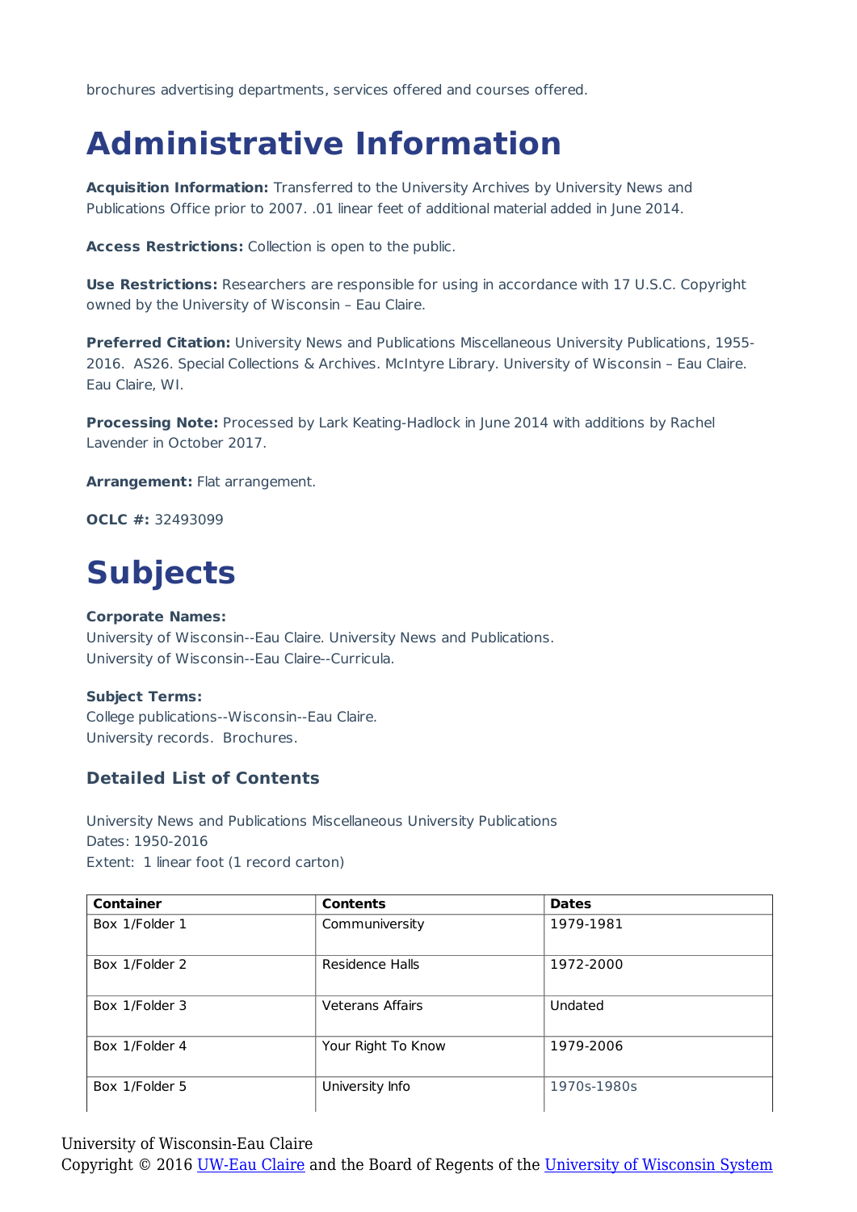brochures advertising departments, services offered and courses offered.

# Administrative Information

**Acquisition Information:** Transferred to the University Archives by University News and Publications Office prior to 2007. .01 linear feet of additional material added in June 2014.

**Access Restrictions:** Collection is open to the public.

**Use Restrictions:** Researchers are responsible for using in accordance with 17 U.S.C. Copyright owned by the University of Wisconsin – Eau Claire.

**Preferred Citation:** University News and Publications Miscellaneous University Publications, 1955-2016. AS26. Special Collections & Archives. McIntyre Library. University of Wisconsin – Eau Claire. Eau Claire, WI.

**Processing Note:** Processed by Lark Keating-Hadlock in June 2014 with additions by Rachel Lavender in October 2017.

**Arrangement:** Flat arrangement.

**OCLC #:** 32493099

# Subjects

**Corporate Names:**
University of Wisconsin--Eau Claire. University News and Publications.
University of Wisconsin--Eau Claire--Curricula.

**Subject Terms:**
College publications--Wisconsin--Eau Claire.
University records. Brochures.

### Detailed List of Contents

University News and Publications Miscellaneous University Publications
Dates: 1950-2016
Extent: 1 linear foot (1 record carton)

| Container | Contents | Dates |
|---|---|---|
| Box 1/Folder 1 | Communiversity | 1979-1981 |
| Box 1/Folder 2 | Residence Halls | 1972-2000 |
| Box 1/Folder 3 | Veterans Affairs | Undated |
| Box 1/Folder 4 | Your Right To Know | 1979-2006 |
| Box 1/Folder 5 | University Info | 1970s-1980s |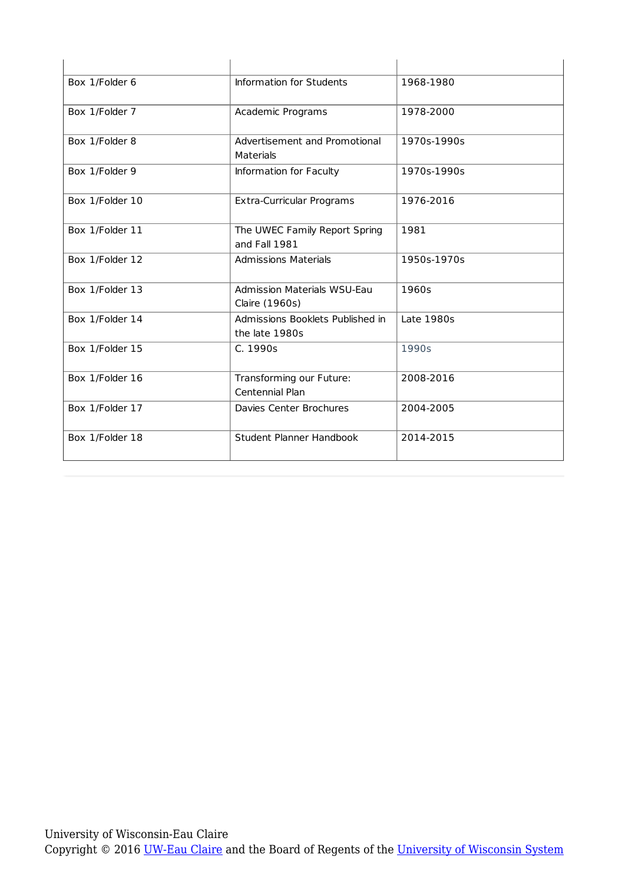| | | |
|---|---|---|
| Box 1/Folder 6 | Information for Students | 1968-1980 |
| Box 1/Folder 7 | Academic Programs | 1978-2000 |
| Box 1/Folder 8 | Advertisement and Promotional Materials | 1970s-1990s |
| Box 1/Folder 9 | Information for Faculty | 1970s-1990s |
| Box 1/Folder 10 | Extra-Curricular Programs | 1976-2016 |
| Box 1/Folder 11 | The UWEC Family Report Spring and Fall 1981 | 1981 |
| Box 1/Folder 12 | Admissions Materials | 1950s-1970s |
| Box 1/Folder 13 | Admission Materials WSU-Eau Claire (1960s) | 1960s |
| Box 1/Folder 14 | Admissions Booklets Published in the late 1980s | Late 1980s |
| Box 1/Folder 15 | C. 1990s | 1990s |
| Box 1/Folder 16 | Transforming our Future: Centennial Plan | 2008-2016 |
| Box 1/Folder 17 | Davies Center Brochures | 2004-2005 |
| Box 1/Folder 18 | Student Planner Handbook | 2014-2015 |

University of Wisconsin-Eau Claire
Copyright © 2016 UW-Eau Claire and the Board of Regents of the University of Wisconsin System